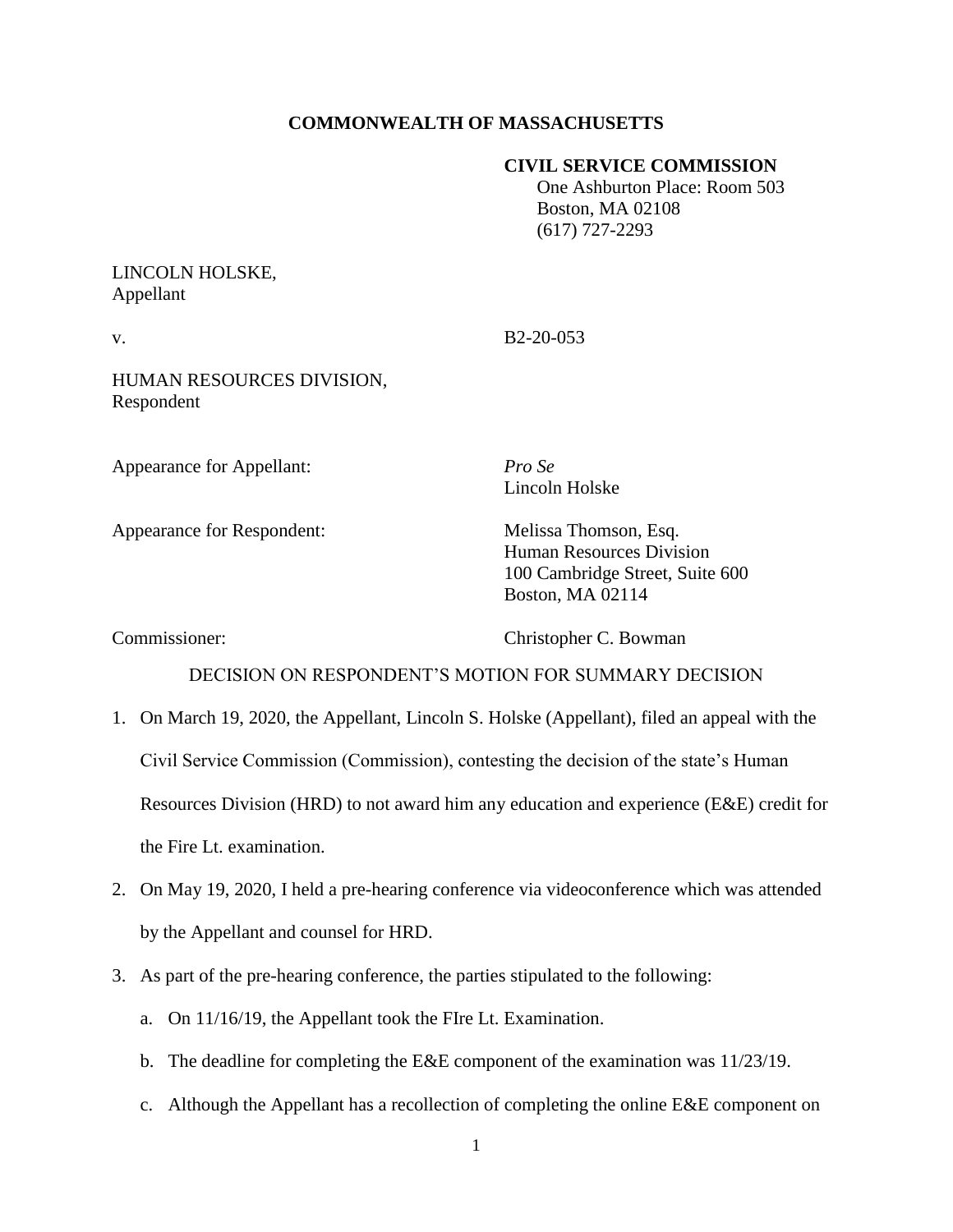**COMMONWEALTH OF MASSACHUSETTS**

**CIVIL SERVICE COMMISSION**
One Ashburton Place: Room 503
Boston, MA 02108
(617) 727-2293

LINCOLN HOLSKE,
Appellant

v. B2-20-053

HUMAN RESOURCES DIVISION,
Respondent

Appearance for Appellant: *Pro Se*
Lincoln Holske

Appearance for Respondent: Melissa Thomson, Esq.
Human Resources Division
100 Cambridge Street, Suite 600
Boston, MA 02114

Commissioner: Christopher C. Bowman

DECISION ON RESPONDENT'S MOTION FOR SUMMARY DECISION

1. On March 19, 2020, the Appellant, Lincoln S. Holske (Appellant), filed an appeal with the Civil Service Commission (Commission), contesting the decision of the state's Human Resources Division (HRD) to not award him any education and experience (E&E) credit for the Fire Lt. examination.
2. On May 19, 2020, I held a pre-hearing conference via videoconference which was attended by the Appellant and counsel for HRD.
3. As part of the pre-hearing conference, the parties stipulated to the following:
   a. On 11/16/19, the Appellant took the FIre Lt. Examination.
   b. The deadline for completing the E&E component of the examination was 11/23/19.
   c. Although the Appellant has a recollection of completing the online E&E component on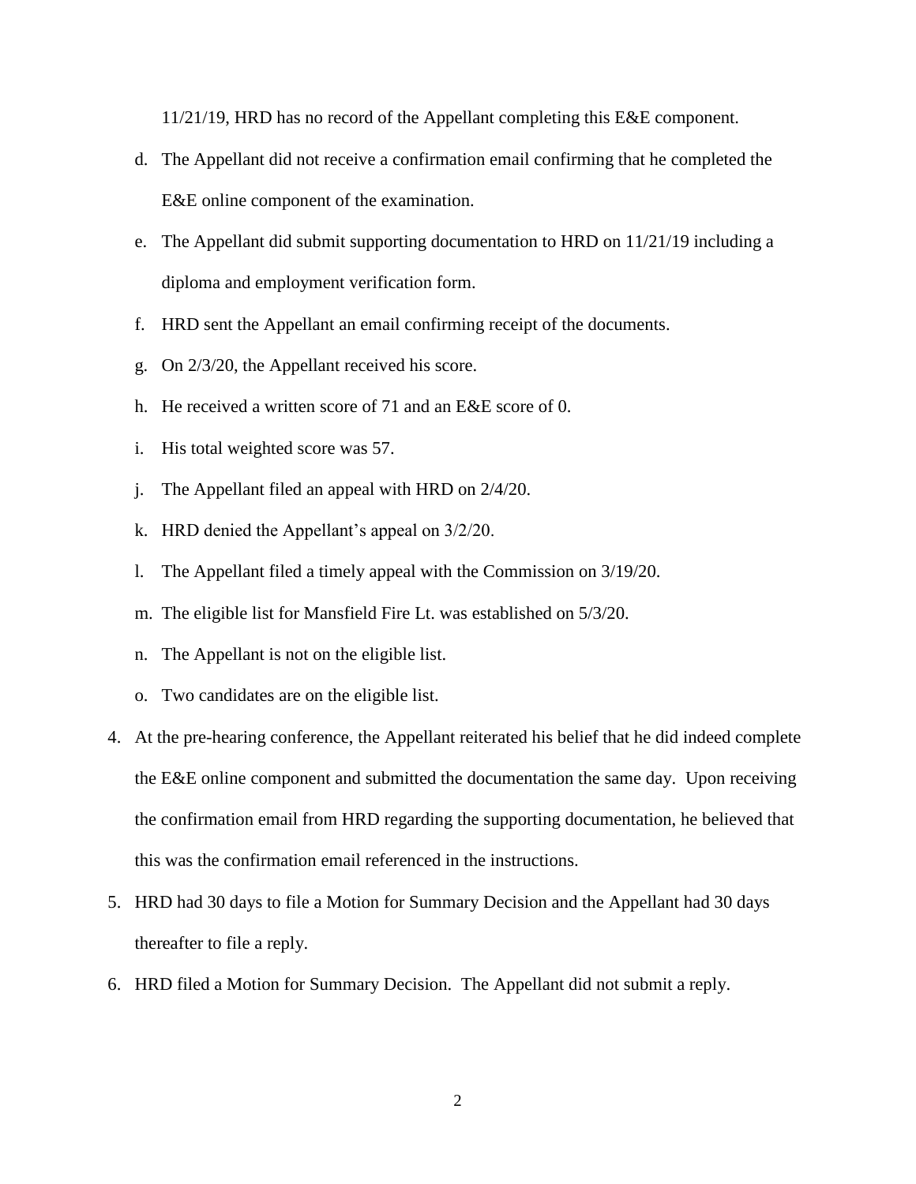11/21/19, HRD has no record of the Appellant completing this E&E component.

d. The Appellant did not receive a confirmation email confirming that he completed the E&E online component of the examination.
e. The Appellant did submit supporting documentation to HRD on 11/21/19 including a diploma and employment verification form.
f. HRD sent the Appellant an email confirming receipt of the documents.
g. On 2/3/20, the Appellant received his score.
h. He received a written score of 71 and an E&E score of 0.
i. His total weighted score was 57.
j. The Appellant filed an appeal with HRD on 2/4/20.
k. HRD denied the Appellant's appeal on 3/2/20.
l. The Appellant filed a timely appeal with the Commission on 3/19/20.
m. The eligible list for Mansfield Fire Lt. was established on 5/3/20.
n. The Appellant is not on the eligible list.
o. Two candidates are on the eligible list.

4. At the pre-hearing conference, the Appellant reiterated his belief that he did indeed complete the E&E online component and submitted the documentation the same day. Upon receiving the confirmation email from HRD regarding the supporting documentation, he believed that this was the confirmation email referenced in the instructions.
5. HRD had 30 days to file a Motion for Summary Decision and the Appellant had 30 days thereafter to file a reply.
6. HRD filed a Motion for Summary Decision. The Appellant did not submit a reply.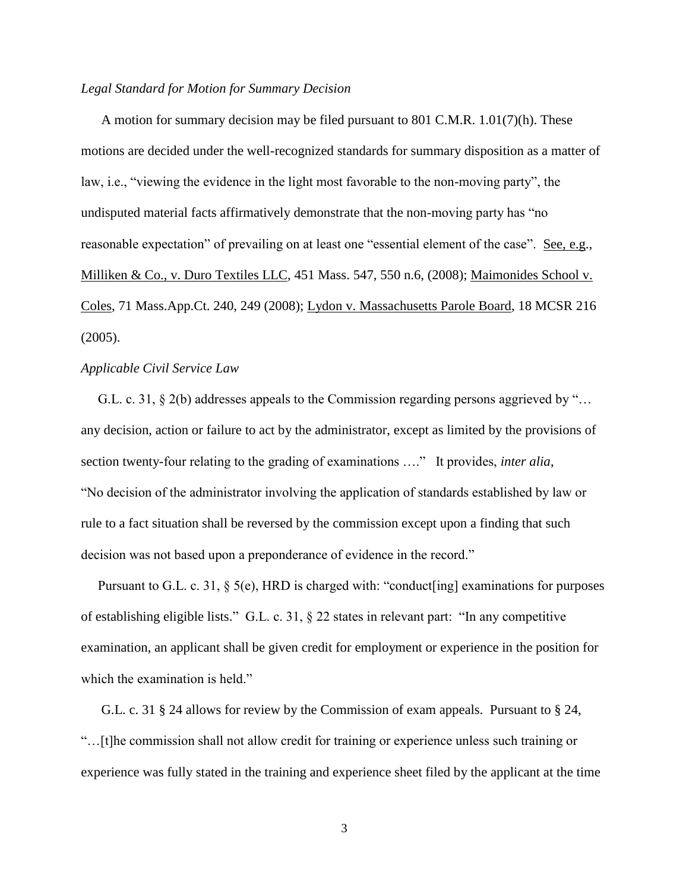*Legal Standard for Motion for Summary Decision*

A motion for summary decision may be filed pursuant to 801 C.M.R. 1.01(7)(h). These motions are decided under the well-recognized standards for summary disposition as a matter of law, i.e., "viewing the evidence in the light most favorable to the non-moving party", the undisputed material facts affirmatively demonstrate that the non-moving party has "no reasonable expectation" of prevailing on at least one "essential element of the case". See, e.g., Milliken & Co., v. Duro Textiles LLC, 451 Mass. 547, 550 n.6, (2008); Maimonides School v. Coles, 71 Mass.App.Ct. 240, 249 (2008); Lydon v. Massachusetts Parole Board, 18 MCSR 216 (2005).

*Applicable Civil Service Law*

G.L. c. 31, § 2(b) addresses appeals to the Commission regarding persons aggrieved by "… any decision, action or failure to act by the administrator, except as limited by the provisions of section twenty-four relating to the grading of examinations …." It provides, *inter alia*, "No decision of the administrator involving the application of standards established by law or rule to a fact situation shall be reversed by the commission except upon a finding that such decision was not based upon a preponderance of evidence in the record."

Pursuant to G.L. c. 31, § 5(e), HRD is charged with: "conduct[ing] examinations for purposes of establishing eligible lists." G.L. c. 31, § 22 states in relevant part: "In any competitive examination, an applicant shall be given credit for employment or experience in the position for which the examination is held."

G.L. c. 31 § 24 allows for review by the Commission of exam appeals. Pursuant to § 24, "…[t]he commission shall not allow credit for training or experience unless such training or experience was fully stated in the training and experience sheet filed by the applicant at the time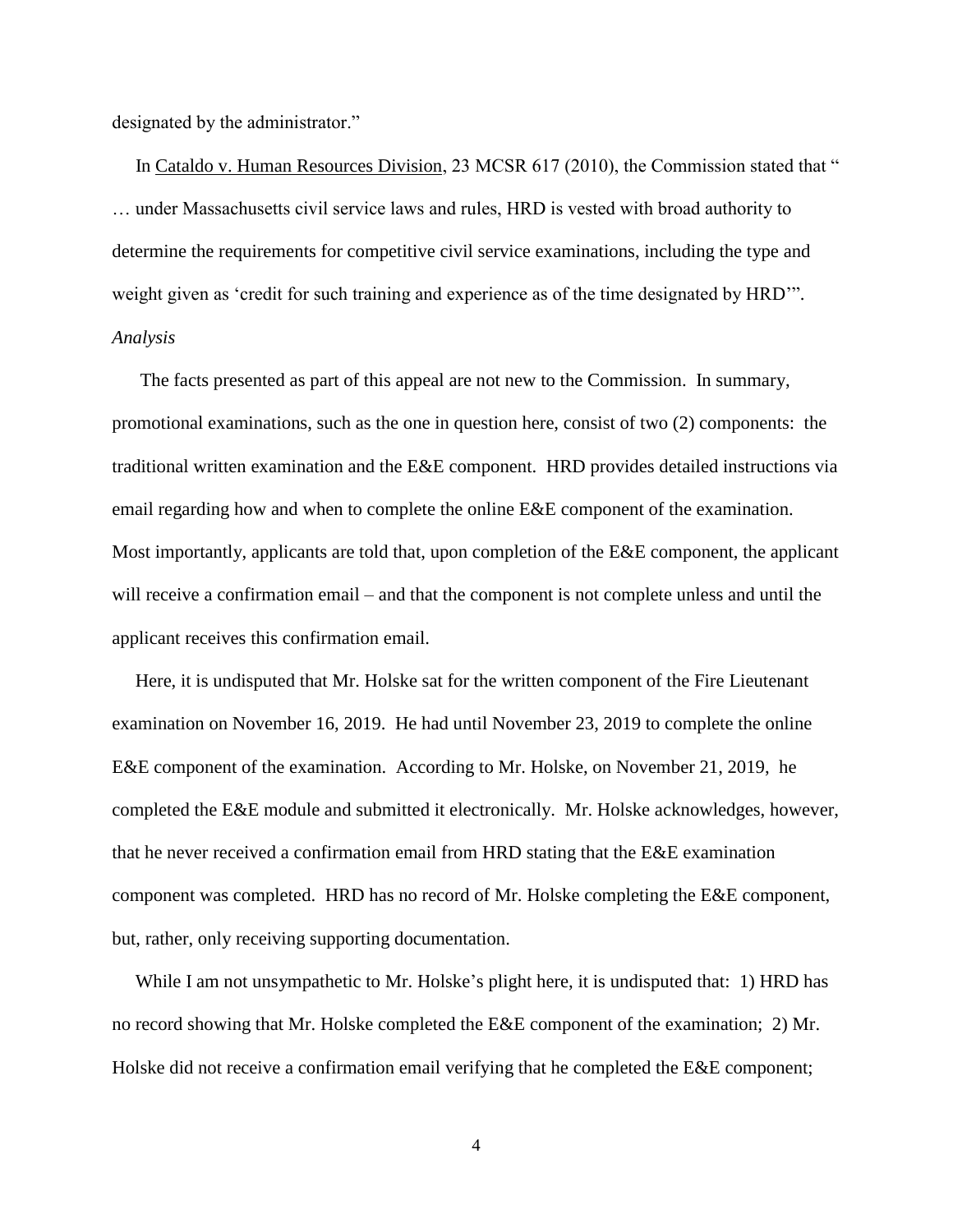designated by the administrator."

In Cataldo v. Human Resources Division, 23 MCSR 617 (2010), the Commission stated that " … under Massachusetts civil service laws and rules, HRD is vested with broad authority to determine the requirements for competitive civil service examinations, including the type and weight given as 'credit for such training and experience as of the time designated by HRD'".

*Analysis*

The facts presented as part of this appeal are not new to the Commission. In summary, promotional examinations, such as the one in question here, consist of two (2) components: the traditional written examination and the E&E component. HRD provides detailed instructions via email regarding how and when to complete the online E&E component of the examination. Most importantly, applicants are told that, upon completion of the E&E component, the applicant will receive a confirmation email – and that the component is not complete unless and until the applicant receives this confirmation email.

Here, it is undisputed that Mr. Holske sat for the written component of the Fire Lieutenant examination on November 16, 2019. He had until November 23, 2019 to complete the online E&E component of the examination. According to Mr. Holske, on November 21, 2019, he completed the E&E module and submitted it electronically. Mr. Holske acknowledges, however, that he never received a confirmation email from HRD stating that the E&E examination component was completed. HRD has no record of Mr. Holske completing the E&E component, but, rather, only receiving supporting documentation.

While I am not unsympathetic to Mr. Holske's plight here, it is undisputed that: 1) HRD has no record showing that Mr. Holske completed the E&E component of the examination; 2) Mr. Holske did not receive a confirmation email verifying that he completed the E&E component;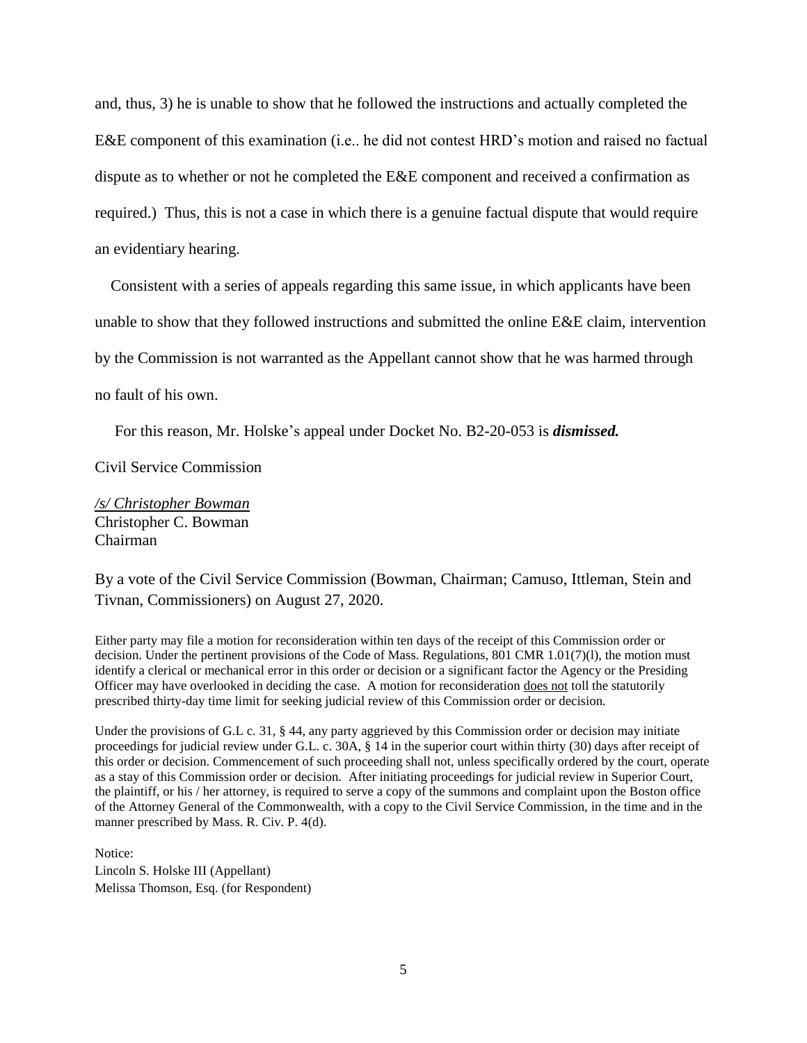and, thus, 3) he is unable to show that he followed the instructions and actually completed the E&E component of this examination (i.e.. he did not contest HRD's motion and raised no factual dispute as to whether or not he completed the E&E component and received a confirmation as required.) Thus, this is not a case in which there is a genuine factual dispute that would require an evidentiary hearing.

Consistent with a series of appeals regarding this same issue, in which applicants have been unable to show that they followed instructions and submitted the online E&E claim, intervention by the Commission is not warranted as the Appellant cannot show that he was harmed through no fault of his own.

For this reason, Mr. Holske's appeal under Docket No. B2-20-053 is ***dismissed.***

Civil Service Commission

*/s/ Christopher Bowman*
Christopher C. Bowman
Chairman

By a vote of the Civil Service Commission (Bowman, Chairman; Camuso, Ittleman, Stein and Tivnan, Commissioners) on August 27, 2020.

Either party may file a motion for reconsideration within ten days of the receipt of this Commission order or decision. Under the pertinent provisions of the Code of Mass. Regulations, 801 CMR 1.01(7)(l), the motion must identify a clerical or mechanical error in this order or decision or a significant factor the Agency or the Presiding Officer may have overlooked in deciding the case. A motion for reconsideration does not toll the statutorily prescribed thirty-day time limit for seeking judicial review of this Commission order or decision.

Under the provisions of G.L c. 31, § 44, any party aggrieved by this Commission order or decision may initiate proceedings for judicial review under G.L. c. 30A, § 14 in the superior court within thirty (30) days after receipt of this order or decision. Commencement of such proceeding shall not, unless specifically ordered by the court, operate as a stay of this Commission order or decision. After initiating proceedings for judicial review in Superior Court, the plaintiff, or his / her attorney, is required to serve a copy of the summons and complaint upon the Boston office of the Attorney General of the Commonwealth, with a copy to the Civil Service Commission, in the time and in the manner prescribed by Mass. R. Civ. P. 4(d).

Notice:
Lincoln S. Holske III (Appellant)
Melissa Thomson, Esq. (for Respondent)